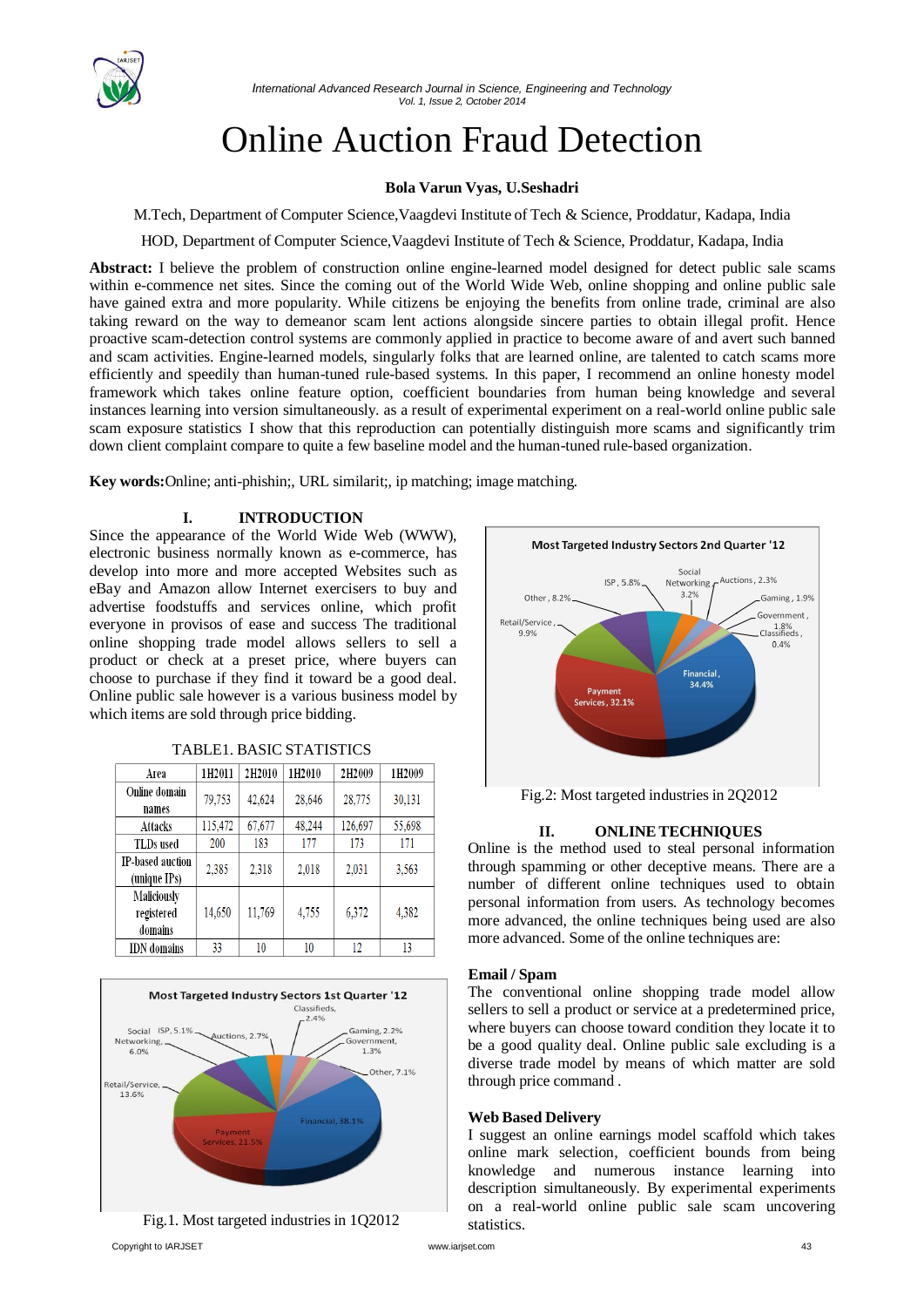# Online Auction Fraud Detection

**Bola Varun Vyas, U.Seshadri**

M.Tech, Department of Computer Science,Vaagdevi Institute of Tech & Science, Proddatur, Kadapa, India

HOD, Department of Computer Science,Vaagdevi Institute of Tech & Science, Proddatur, Kadapa, India

**Abstract:** I believe the problem of construction online engine-learned model designed for detect public sale scams within e-commence net sites. Since the coming out of the World Wide Web, online shopping and online public sale have gained extra and more popularity. While citizens be enjoying the benefits from online trade, criminal are also taking reward on the way to demeanor scam lent actions alongside sincere parties to obtain illegal profit. Hence proactive scam-detection control systems are commonly applied in practice to become aware of and avert such banned and scam activities. Engine-learned models, singularly folks that are learned online, are talented to catch scams more efficiently and speedily than human-tuned rule-based systems. In this paper, I recommend an online honesty model framework which takes online feature option, coefficient boundaries from human being knowledge and several instances learning into version simultaneously. as a result of experimental experiment on a real-world online public sale scam exposure statistics I show that this reproduction can potentially distinguish more scams and significantly trim down client complaint compare to quite a few baseline model and the human-tuned rule-based organization.

**Key words:**Online; anti-phishin;, URL similarit;, ip matching; image matching.

## I. INTRODUCTION

Since the appearance of the World Wide Web (WWW), electronic business normally known as e-commerce, has develop into more and more accepted Websites such as eBay and Amazon allow Internet exercisers to buy and advertise foodstuffs and services online, which profit everyone in provisos of ease and success The traditional online shopping trade model allows sellers to sell a product or check at a preset price, where buyers can choose to purchase if they find it toward be a good deal. Online public sale however is a various business model by which items are sold through price bidding.

TABLE1. BASIC STATISTICS

| Area | 1H2011 | 2H2010 | 1H2010 | 2H2009 | 1H2009 |
|---|---|---|---|---|---|
| Online domain names | 79,753 | 42,624 | 28,646 | 28,775 | 30,131 |
| Attacks | 115,472 | 67,677 | 48,244 | 126,697 | 55,698 |
| TLDs used | 200 | 183 | 177 | 173 | 171 |
| IP-based auction (unique IPs) | 2,385 | 2,318 | 2,018 | 2,031 | 3,563 |
| Maliciously registered domains | 14,650 | 11,769 | 4,755 | 6,372 | 4,382 |
| IDN domains | 33 | 10 | 10 | 12 | 13 |

Fig.1. Most targeted industries in 1Q2012

Fig.2: Most targeted industries in 2Q2012

## II. ONLINE TECHNIQUES

Online is the method used to steal personal information through spamming or other deceptive means. There are a number of different online techniques used to obtain personal information from users. As technology becomes more advanced, the online techniques being used are also more advanced. Some of the online techniques are:

### Email / Spam

The conventional online shopping trade model allow sellers to sell a product or service at a predetermined price, where buyers can choose toward condition they locate it to be a good quality deal. Online public sale excluding is a diverse trade model by means of which matter are sold through price command .

### Web Based Delivery

I suggest an online earnings model scaffold which takes online mark selection, coefficient bounds from being knowledge and numerous instance learning into description simultaneously. By experimental experiments on a real-world online public sale scam uncovering statistics.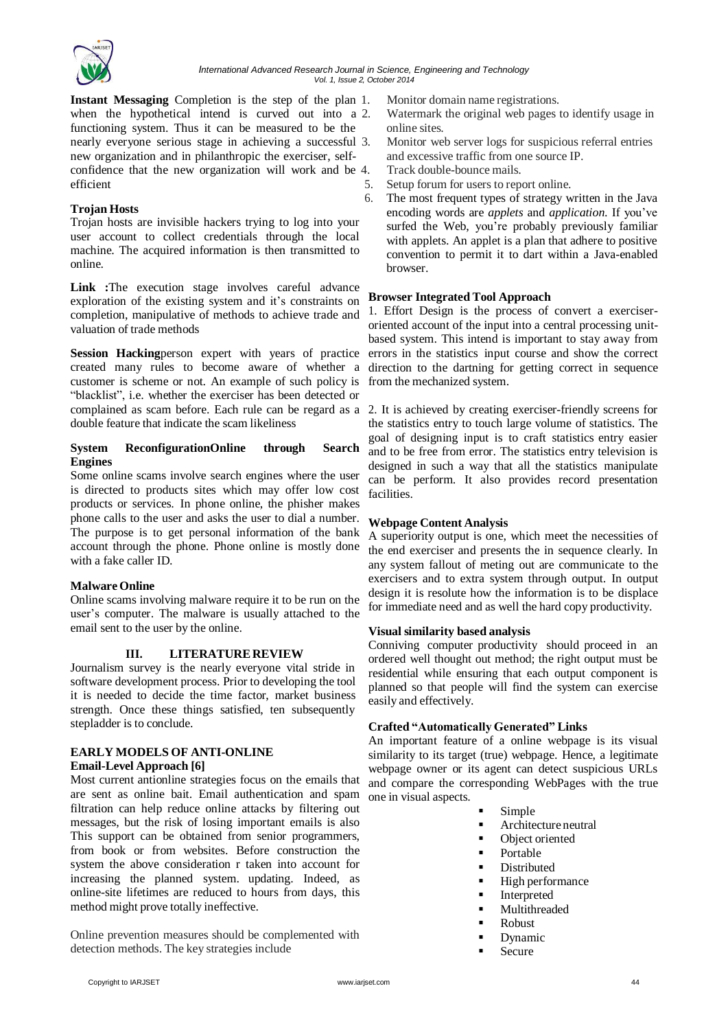**Instant Messaging** Completion is the step of the plan when the hypothetical intend is curved out into a functioning system. Thus it can be measured to be the nearly everyone serious stage in achieving a successful new organization and in philanthropic the exerciser, self-confidence that the new organization will work and be efficient

**Trojan Hosts**

Trojan hosts are invisible hackers trying to log into your user account to collect credentials through the local machine. The acquired information is then transmitted to online.

**Link :**The execution stage involves careful advance exploration of the existing system and it's constraints on completion, manipulative of methods to achieve trade and valuation of trade methods

**Session Hacking**person expert with years of practice created many rules to become aware of whether a customer is scheme or not. An example of such policy is "blacklist", i.e. whether the exerciser has been detected or complained as scam before. Each rule can be regard as a double feature that indicate the scam likeliness

**System ReconfigurationOnline through Search Engines**

Some online scams involve search engines where the user is directed to products sites which may offer low cost products or services. In phone online, the phisher makes phone calls to the user and asks the user to dial a number. The purpose is to get personal information of the bank account through the phone. Phone online is mostly done with a fake caller ID.

**Malware Online**

Online scams involving malware require it to be run on the user's computer. The malware is usually attached to the email sent to the user by the online.

## III. LITERATURE REVIEW

Journalism survey is the nearly everyone vital stride in software development process. Prior to developing the tool it is needed to decide the time factor, market business strength. Once these things satisfied, ten subsequently stepladder is to conclude.

**EARLY MODELS OF ANTI-ONLINE**

**Email-Level Approach [6]**

Most current antionline strategies focus on the emails that are sent as online bait. Email authentication and spam filtration can help reduce online attacks by filtering out messages, but the risk of losing important emails is also This support can be obtained from senior programmers, from book or from websites. Before construction the system the above consideration r taken into account for increasing the planned system. updating. Indeed, as online-site lifetimes are reduced to hours from days, this method might prove totally ineffective.

Online prevention measures should be complemented with detection methods. The key strategies include

1. Monitor domain name registrations.
2. Watermark the original web pages to identify usage in online sites.
3. Monitor web server logs for suspicious referral entries and excessive traffic from one source IP.
4. Track double-bounce mails.
5. Setup forum for users to report online.
6. The most frequent types of strategy written in the Java encoding words are *applets* and *application.* If you've surfed the Web, you're probably previously familiar with applets. An applet is a plan that adhere to positive convention to permit it to dart within a Java-enabled browser.

**Browser Integrated Tool Approach**

1. Effort Design is the process of convert a exerciser-oriented account of the input into a central processing unit-based system. This intend is important to stay away from errors in the statistics input course and show the correct direction to the dartning for getting correct in sequence from the mechanized system.

2. It is achieved by creating exerciser-friendly screens for the statistics entry to touch large volume of statistics. The goal of designing input is to craft statistics entry easier and to be free from error. The statistics entry television is designed in such a way that all the statistics manipulate can be perform. It also provides record presentation facilities.

**Webpage Content Analysis**

A superiority output is one, which meet the necessities of the end exerciser and presents the in sequence clearly. In any system fallout of meting out are communicate to the exercisers and to extra system through output. In output design it is resolute how the information is to be displace for immediate need and as well the hard copy productivity.

**Visual similarity based analysis**

Conniving computer productivity should proceed in an ordered well thought out method; the right output must be residential while ensuring that each output component is planned so that people will find the system can exercise easily and effectively.

**Crafted "Automatically Generated" Links**

An important feature of a online webpage is its visual similarity to its target (true) webpage. Hence, a legitimate webpage owner or its agent can detect suspicious URLs and compare the corresponding WebPages with the true one in visual aspects.

- Simple
- Architecture neutral
- Object oriented
- Portable
- Distributed
- High performance
- Interpreted
- Multithreaded
- Robust
- Dynamic
- Secure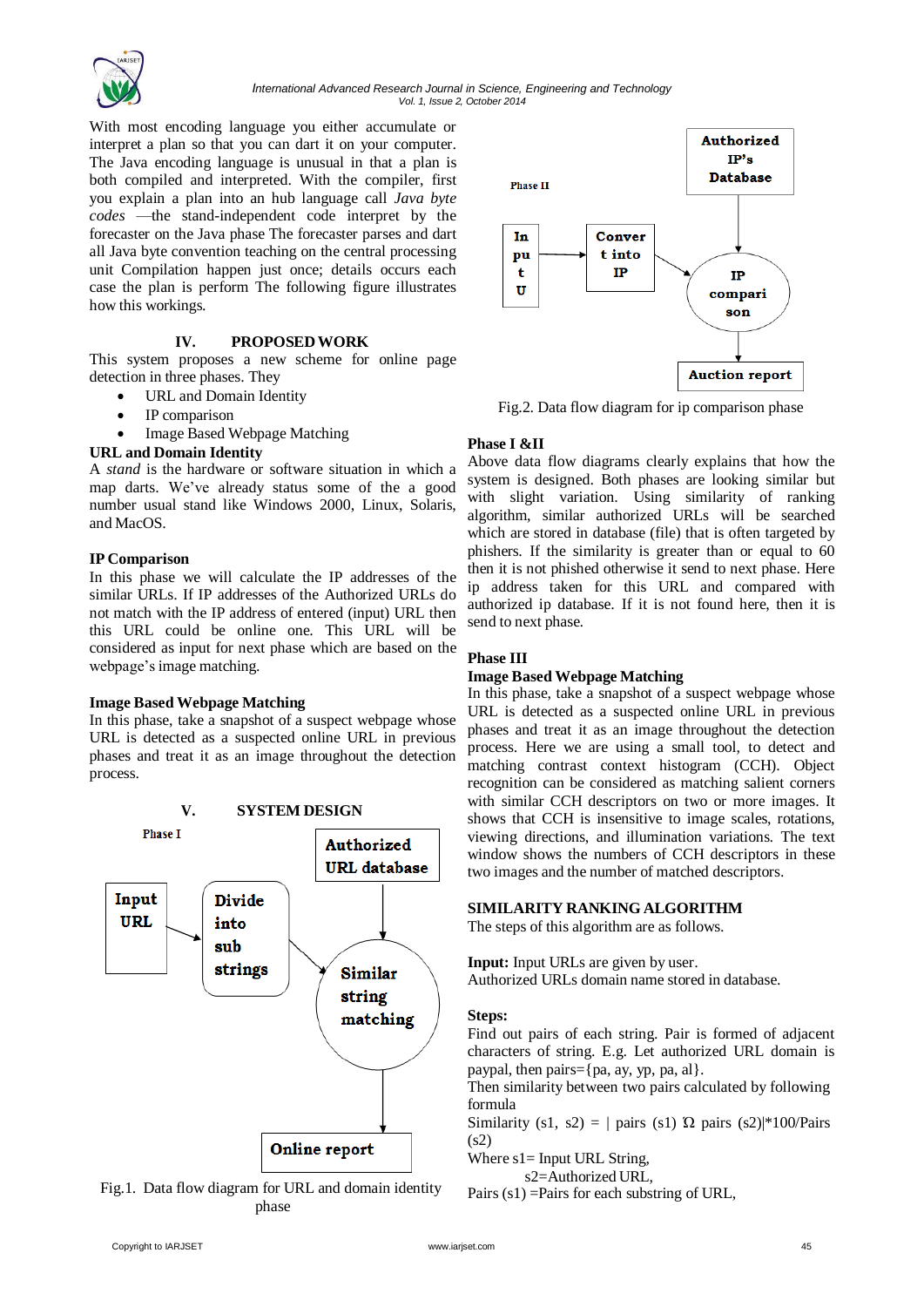With most encoding language you either accumulate or interpret a plan so that you can dart it on your computer. The Java encoding language is unusual in that a plan is both compiled and interpreted. With the compiler, first you explain a plan into an hub language call *Java byte codes* —the stand-independent code interpret by the forecaster on the Java phase The forecaster parses and dart all Java byte convention teaching on the central processing unit Compilation happen just once; details occurs each case the plan is perform The following figure illustrates how this workings.

## IV. PROPOSED WORK

This system proposes a new scheme for online page detection in three phases. They

- URL and Domain Identity
- IP comparison
- Image Based Webpage Matching

**URL and Domain Identity**

A *stand* is the hardware or software situation in which a map darts. We've already status some of the a good number usual stand like Windows 2000, Linux, Solaris, and MacOS.

**IP Comparison**

In this phase we will calculate the IP addresses of the similar URLs. If IP addresses of the Authorized URLs do not match with the IP address of entered (input) URL then this URL could be online one. This URL will be considered as input for next phase which are based on the webpage's image matching.

**Image Based Webpage Matching**

In this phase, take a snapshot of a suspect webpage whose URL is detected as a suspected online URL in previous phases and treat it as an image throughout the detection process.

## V. SYSTEM DESIGN

Phase I

Input URL → Divide into sub strings → Similar string matching ← Authorized URL database; Similar string matching → Online report

Fig.1. Data flow diagram for URL and domain identity phase

Phase II

Input U → Convert into IP → IP comparison ← Authorized IP's Database; IP comparison → Auction report

Fig.2. Data flow diagram for ip comparison phase

**Phase I &II**

Above data flow diagrams clearly explains that how the system is designed. Both phases are looking similar but with slight variation. Using similarity of ranking algorithm, similar authorized URLs will be searched which are stored in database (file) that is often targeted by phishers. If the similarity is greater than or equal to 60 then it is not phished otherwise it send to next phase. Here ip address taken for this URL and compared with authorized ip database. If it is not found here, then it is send to next phase.

**Phase III**

**Image Based Webpage Matching**

In this phase, take a snapshot of a suspect webpage whose URL is detected as a suspected online URL in previous phases and treat it as an image throughout the detection process. Here we are using a small tool, to detect and matching contrast context histogram (CCH). Object recognition can be considered as matching salient corners with similar CCH descriptors on two or more images. It shows that CCH is insensitive to image scales, rotations, viewing directions, and illumination variations. The text window shows the numbers of CCH descriptors in these two images and the number of matched descriptors.

**SIMILARITY RANKING ALGORITHM**

The steps of this algorithm are as follows.

**Input:** Input URLs are given by user.
Authorized URLs domain name stored in database.

**Steps:**

Find out pairs of each string. Pair is formed of adjacent characters of string. E.g. Let authorized URL domain is paypal, then pairs={pa, ay, yp, pa, al}.
Then similarity between two pairs calculated by following formula

Similarity (s1, s2) = | pairs (s1) Ω pairs (s2)|*100/Pairs (s2)

Where s1= Input URL String,
s2=Authorized URL,
Pairs (s1) =Pairs for each substring of URL,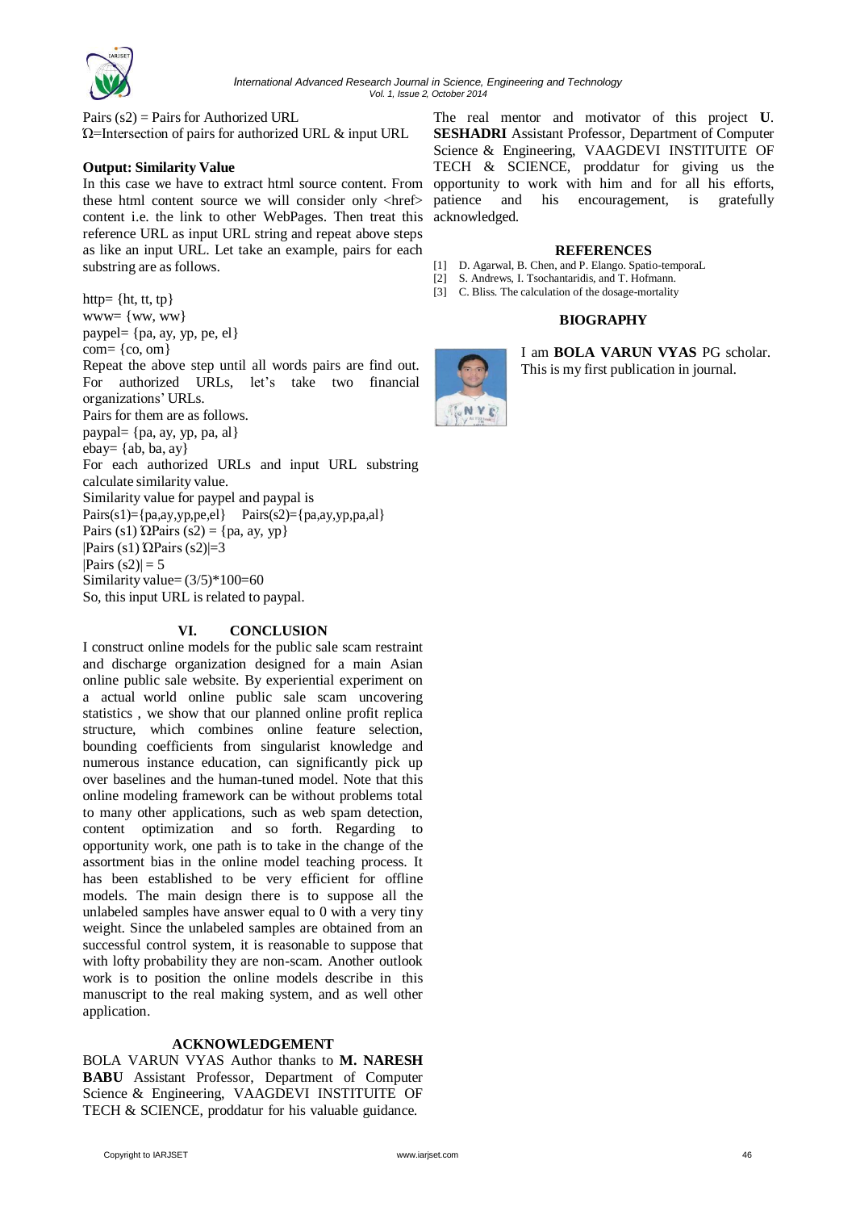Pairs (s2) = Pairs for Authorized URL
Ω=Intersection of pairs for authorized URL & input URL

**Output: Similarity Value**

In this case we have to extract html source content. From these html content source we will consider only <href> content i.e. the link to other WebPages. Then treat this reference URL as input URL string and repeat above steps as like an input URL. Let take an example, pairs for each substring are as follows.

http= {ht, tt, tp}
www= {ww, ww}
paypel= {pa, ay, yp, pe, el}
com= {co, om}
Repeat the above step until all words pairs are find out. For authorized URLs, let's take two financial organizations' URLs.
Pairs for them are as follows.
paypal= {pa, ay, yp, pa, al}
ebay= {ab, ba, ay}
For each authorized URLs and input URL substring calculate similarity value.
Similarity value for paypel and paypal is
Pairs(s1)={pa,ay,yp,pe,el}   Pairs(s2)={pa,ay,yp,pa,al}
Pairs (s1) ΩPairs (s2) = {pa, ay, yp}
|Pairs (s1) ΩPairs (s2)|=3
|Pairs (s2)| = 5
Similarity value= (3/5)*100=60
So, this input URL is related to paypal.

## VI. CONCLUSION

I construct online models for the public sale scam restraint and discharge organization designed for a main Asian online public sale website. By experiential experiment on a actual world online public sale scam uncovering statistics , we show that our planned online profit replica structure, which combines online feature selection, bounding coefficients from singularist knowledge and numerous instance education, can significantly pick up over baselines and the human-tuned model. Note that this online modeling framework can be without problems total to many other applications, such as web spam detection, content optimization and so forth. Regarding to opportunity work, one path is to take in the change of the assortment bias in the online model teaching process. It has been established to be very efficient for offline models. The main design there is to suppose all the unlabeled samples have answer equal to 0 with a very tiny weight. Since the unlabeled samples are obtained from an successful control system, it is reasonable to suppose that with lofty probability they are non-scam. Another outlook work is to position the online models describe in this manuscript to the real making system, and as well other application.

## ACKNOWLEDGEMENT

BOLA VARUN VYAS Author thanks to **M. NARESH BABU** Assistant Professor, Department of Computer Science & Engineering, VAAGDEVI INSTITUITE OF TECH & SCIENCE, proddatur for his valuable guidance.

The real mentor and motivator of this project **U. SESHADRI** Assistant Professor, Department of Computer Science & Engineering, VAAGDEVI INSTITUITE OF TECH & SCIENCE, proddatur for giving us the opportunity to work with him and for all his efforts, patience and his encouragement, is gratefully acknowledged.

## REFERENCES

[1] D. Agarwal, B. Chen, and P. Elango. Spatio-temporaL
[2] S. Andrews, I. Tsochantaridis, and T. Hofmann.
[3] C. Bliss. The calculation of the dosage-mortality

## BIOGRAPHY

I am **BOLA VARUN VYAS** PG scholar. This is my first publication in journal.